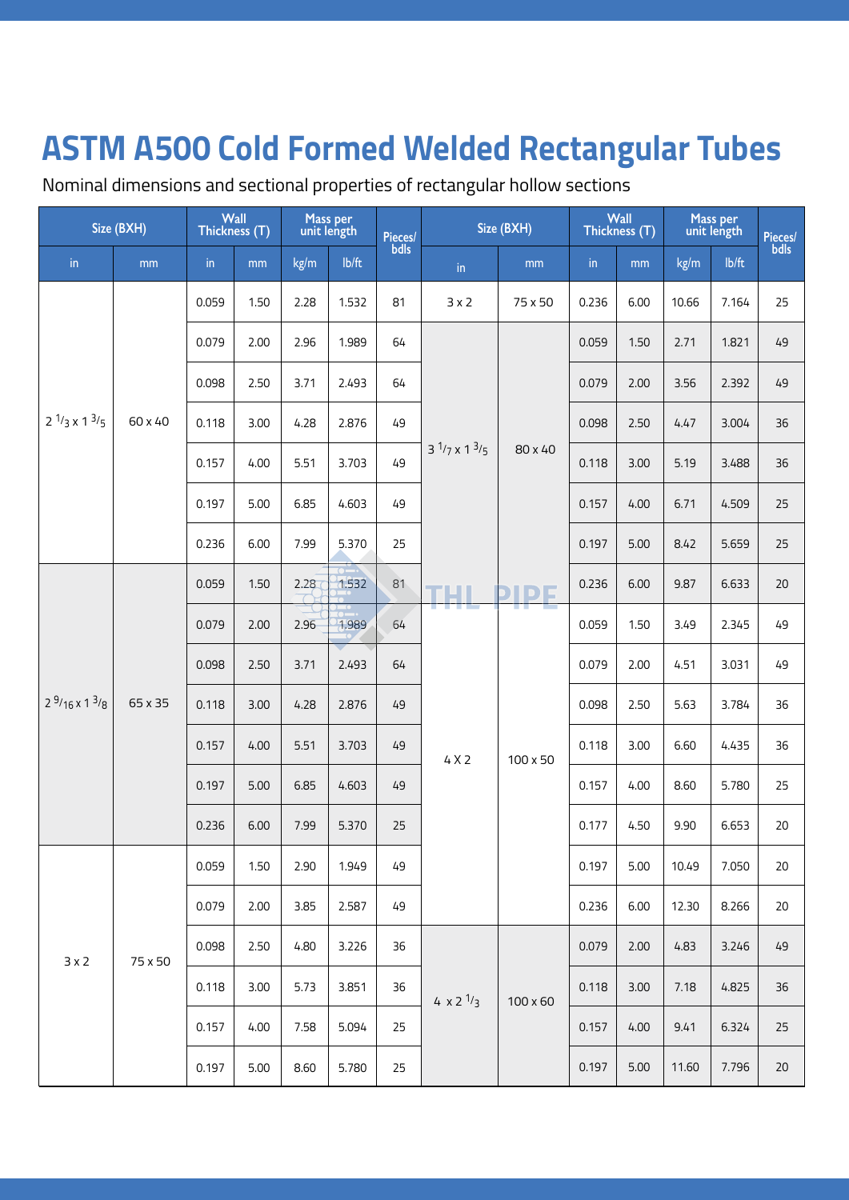# ASTM A500 Cold Formed Welded Rectangular Tubes

Nominal dimensions and sectional properties of rectangular hollow sections

| Size (BXH) | | Wall Thickness (T) | | Mass per unit length | | Pieces/ bdls | Size (BXH) | | Wall Thickness (T) | | Mass per unit length | | Pieces/ bdls |
|---|---|---|---|---|---|---|---|---|---|---|---|---|---|
| in | mm | in | mm | kg/m | lb/ft | | in | mm | in | mm | kg/m | lb/ft | |
| 2 1/3 x 1 3/5 | 60 x 40 | 0.059 | 1.50 | 2.28 | 1.532 | 81 | 3 x 2 | 75 x 50 | 0.236 | 6.00 | 10.66 | 7.164 | 25 |
| | | 0.079 | 2.00 | 2.96 | 1.989 | 64 | 3 1/7 x 1 3/5 | 80 x 40 | 0.059 | 1.50 | 2.71 | 1.821 | 49 |
| | | 0.098 | 2.50 | 3.71 | 2.493 | 64 | | | 0.079 | 2.00 | 3.56 | 2.392 | 49 |
| | | 0.118 | 3.00 | 4.28 | 2.876 | 49 | | | 0.098 | 2.50 | 4.47 | 3.004 | 36 |
| | | 0.157 | 4.00 | 5.51 | 3.703 | 49 | | | 0.118 | 3.00 | 5.19 | 3.488 | 36 |
| | | 0.197 | 5.00 | 6.85 | 4.603 | 49 | | | 0.157 | 4.00 | 6.71 | 4.509 | 25 |
| | | 0.236 | 6.00 | 7.99 | 5.370 | 25 | | | 0.197 | 5.00 | 8.42 | 5.659 | 25 |
| 2 9/16 x 1 3/8 | 65 x 35 | 0.059 | 1.50 | 2.28 | 1.532 | 81 | | | 0.236 | 6.00 | 9.87 | 6.633 | 20 |
| | | 0.079 | 2.00 | 2.96 | 1.989 | 64 | 4 X 2 | 100 x 50 | 0.059 | 1.50 | 3.49 | 2.345 | 49 |
| | | 0.098 | 2.50 | 3.71 | 2.493 | 64 | | | 0.079 | 2.00 | 4.51 | 3.031 | 49 |
| | | 0.118 | 3.00 | 4.28 | 2.876 | 49 | | | 0.098 | 2.50 | 5.63 | 3.784 | 36 |
| | | 0.157 | 4.00 | 5.51 | 3.703 | 49 | | | 0.118 | 3.00 | 6.60 | 4.435 | 36 |
| | | 0.197 | 5.00 | 6.85 | 4.603 | 49 | | | 0.157 | 4.00 | 8.60 | 5.780 | 25 |
| | | 0.236 | 6.00 | 7.99 | 5.370 | 25 | | | 0.177 | 4.50 | 9.90 | 6.653 | 20 |
| 3 x 2 | 75 x 50 | 0.059 | 1.50 | 2.90 | 1.949 | 49 | | | 0.197 | 5.00 | 10.49 | 7.050 | 20 |
| | | 0.079 | 2.00 | 3.85 | 2.587 | 49 | | | 0.236 | 6.00 | 12.30 | 8.266 | 20 |
| | | 0.098 | 2.50 | 4.80 | 3.226 | 36 | 4 x 2 1/3 | 100 x 60 | 0.079 | 2.00 | 4.83 | 3.246 | 49 |
| | | 0.118 | 3.00 | 5.73 | 3.851 | 36 | | | 0.118 | 3.00 | 7.18 | 4.825 | 36 |
| | | 0.157 | 4.00 | 7.58 | 5.094 | 25 | | | 0.157 | 4.00 | 9.41 | 6.324 | 25 |
| | | 0.197 | 5.00 | 8.60 | 5.780 | 25 | | | 0.197 | 5.00 | 11.60 | 7.796 | 20 |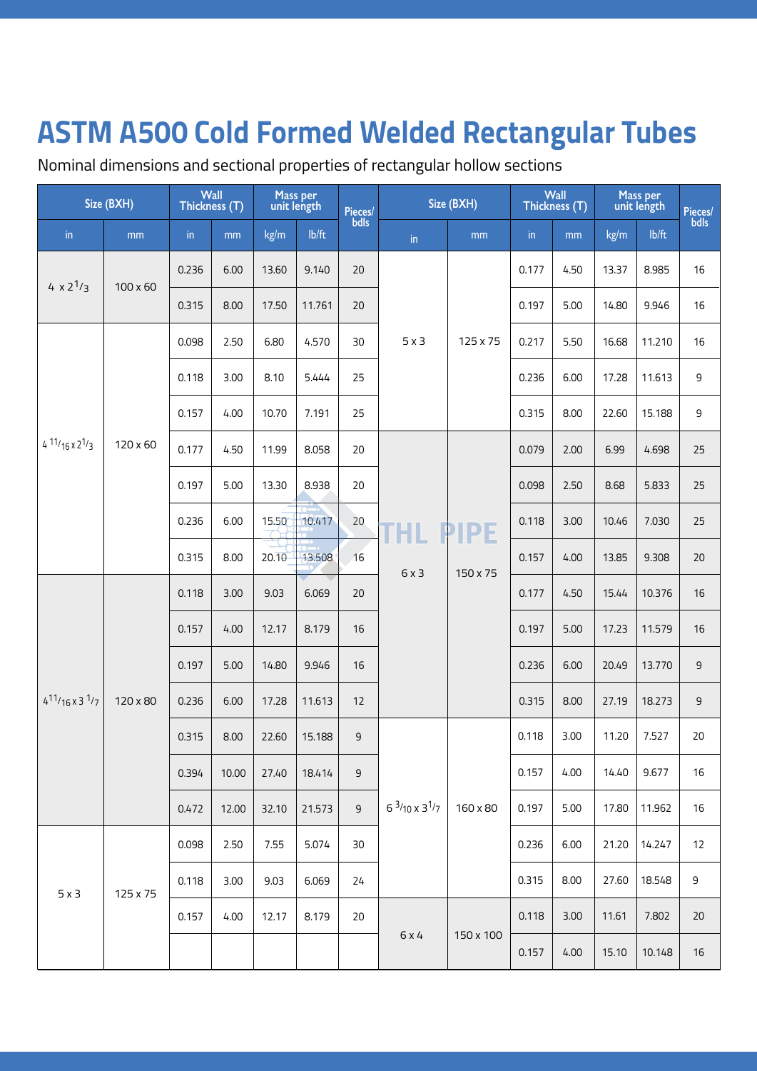# ASTM A500 Cold Formed Welded Rectangular Tubes

Nominal dimensions and sectional properties of rectangular hollow sections

| Size (BXH) | | Wall Thickness (T) | | Mass per unit length | | Pieces/ bdls | Size (BXH) | | Wall Thickness (T) | | Mass per unit length | | Pieces/ bdls |
|---|---|---|---|---|---|---|---|---|---|---|---|---|---|
| in | mm | in | mm | kg/m | lb/ft | | in | mm | in | mm | kg/m | lb/ft | |
| 4 x $2^1/_3$ | 100 x 60 | 0.236 | 6.00 | 13.60 | 9.140 | 20 | 5 x 3 | 125 x 75 | 0.177 | 4.50 | 13.37 | 8.985 | 16 |
| | | 0.315 | 8.00 | 17.50 | 11.761 | 20 | | | 0.197 | 5.00 | 14.80 | 9.946 | 16 |
| $4\ ^{11}/_{16}$ x $2^1/_3$ | 120 x 60 | 0.098 | 2.50 | 6.80 | 4.570 | 30 | | | 0.217 | 5.50 | 16.68 | 11.210 | 16 |
| | | 0.118 | 3.00 | 8.10 | 5.444 | 25 | | | 0.236 | 6.00 | 17.28 | 11.613 | 9 |
| | | 0.157 | 4.00 | 10.70 | 7.191 | 25 | | | 0.315 | 8.00 | 22.60 | 15.188 | 9 |
| | | 0.177 | 4.50 | 11.99 | 8.058 | 20 | 6 x 3 | 150 x 75 | 0.079 | 2.00 | 6.99 | 4.698 | 25 |
| | | 0.197 | 5.00 | 13.30 | 8.938 | 20 | | | 0.098 | 2.50 | 8.68 | 5.833 | 25 |
| | | 0.236 | 6.00 | 15.50 | 10.417 | 20 | | | 0.118 | 3.00 | 10.46 | 7.030 | 25 |
| | | 0.315 | 8.00 | 20.10 | 13.508 | 16 | | | 0.157 | 4.00 | 13.85 | 9.308 | 20 |
| $4^{11}/_{16}$ x $3\ ^1/_7$ | 120 x 80 | 0.118 | 3.00 | 9.03 | 6.069 | 20 | | | 0.177 | 4.50 | 15.44 | 10.376 | 16 |
| | | 0.157 | 4.00 | 12.17 | 8.179 | 16 | | | 0.197 | 5.00 | 17.23 | 11.579 | 16 |
| | | 0.197 | 5.00 | 14.80 | 9.946 | 16 | | | 0.236 | 6.00 | 20.49 | 13.770 | 9 |
| | | 0.236 | 6.00 | 17.28 | 11.613 | 12 | | | 0.315 | 8.00 | 27.19 | 18.273 | 9 |
| | | 0.315 | 8.00 | 22.60 | 15.188 | 9 | $6\ ^3/_{10}$ x $3^1/_7$ | 160 x 80 | 0.118 | 3.00 | 11.20 | 7.527 | 20 |
| | | 0.394 | 10.00 | 27.40 | 18.414 | 9 | | | 0.157 | 4.00 | 14.40 | 9.677 | 16 |
| | | 0.472 | 12.00 | 32.10 | 21.573 | 9 | | | 0.197 | 5.00 | 17.80 | 11.962 | 16 |
| 5 x 3 | 125 x 75 | 0.098 | 2.50 | 7.55 | 5.074 | 30 | | | 0.236 | 6.00 | 21.20 | 14.247 | 12 |
| | | 0.118 | 3.00 | 9.03 | 6.069 | 24 | | | 0.315 | 8.00 | 27.60 | 18.548 | 9 |
| | | 0.157 | 4.00 | 12.17 | 8.179 | 20 | 6 x 4 | 150 x 100 | 0.118 | 3.00 | 11.61 | 7.802 | 20 |
| | | | | | | | | | 0.157 | 4.00 | 15.10 | 10.148 | 16 |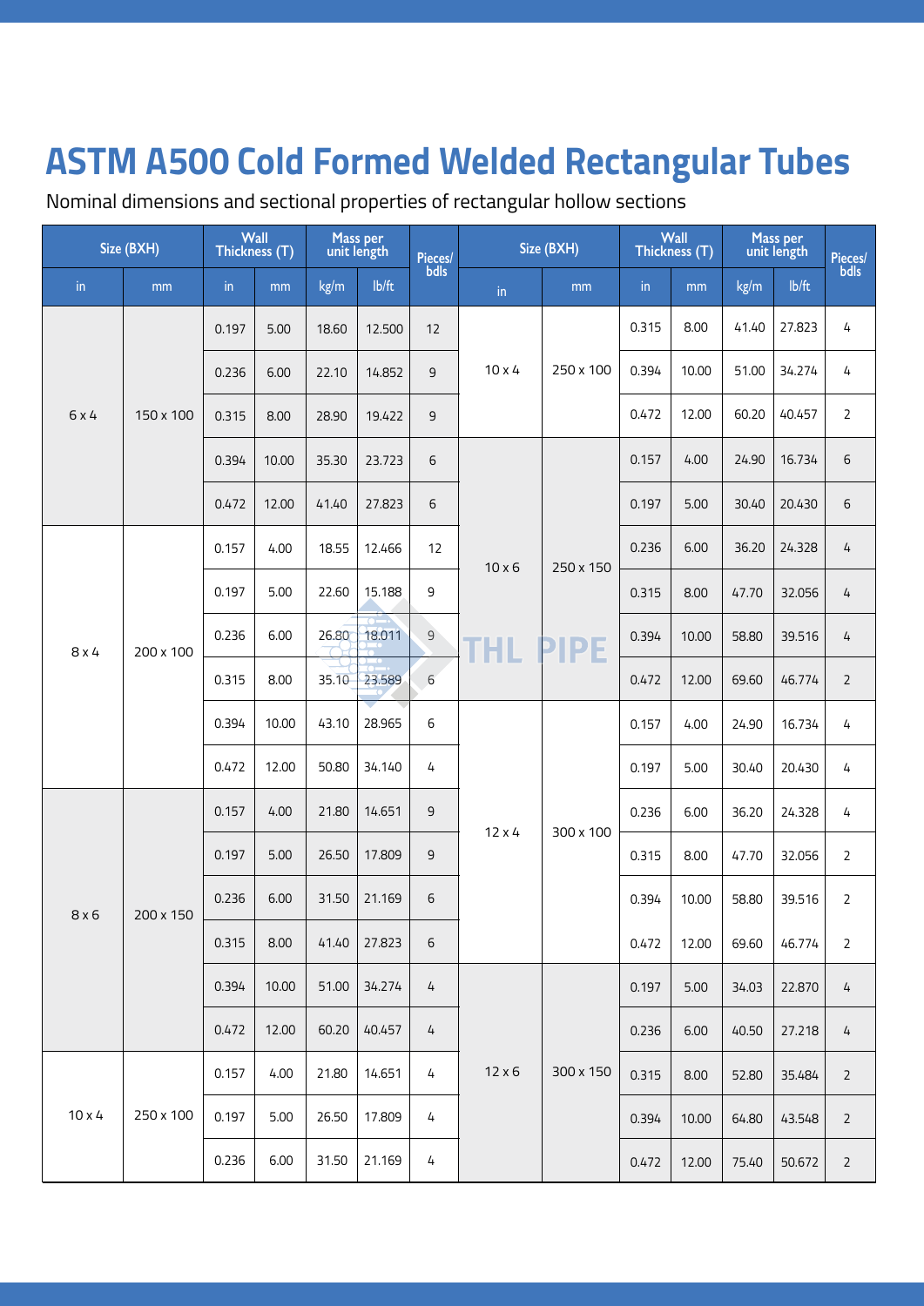# ASTM A500 Cold Formed Welded Rectangular Tubes

Nominal dimensions and sectional properties of rectangular hollow sections

| Size (BXH) | | Wall Thickness (T) | | Mass per unit length | | Pieces/bdls | Size (BXH) | | Wall Thickness (T) | | Mass per unit length | | Pieces/bdls |
|---|---|---|---|---|---|---|---|---|---|---|---|---|---|
| in | mm | in | mm | kg/m | lb/ft | | in | mm | in | mm | kg/m | lb/ft | |
| 6 x 4 | 150 x 100 | 0.197 | 5.00 | 18.60 | 12.500 | 12 | 10 x 4 | 250 x 100 | 0.315 | 8.00 | 41.40 | 27.823 | 4 |
| | | 0.236 | 6.00 | 22.10 | 14.852 | 9 | | | 0.394 | 10.00 | 51.00 | 34.274 | 4 |
| | | 0.315 | 8.00 | 28.90 | 19.422 | 9 | | | 0.472 | 12.00 | 60.20 | 40.457 | 2 |
| | | 0.394 | 10.00 | 35.30 | 23.723 | 6 | 10 x 6 | 250 x 150 | 0.157 | 4.00 | 24.90 | 16.734 | 6 |
| | | 0.472 | 12.00 | 41.40 | 27.823 | 6 | | | 0.197 | 5.00 | 30.40 | 20.430 | 6 |
| 8 x 4 | 200 x 100 | 0.157 | 4.00 | 18.55 | 12.466 | 12 | | | 0.236 | 6.00 | 36.20 | 24.328 | 4 |
| | | 0.197 | 5.00 | 22.60 | 15.188 | 9 | | | 0.315 | 8.00 | 47.70 | 32.056 | 4 |
| | | 0.236 | 6.00 | 26.80 | 18.011 | 9 | | | 0.394 | 10.00 | 58.80 | 39.516 | 4 |
| | | 0.315 | 8.00 | 35.10 | 23.589 | 6 | | | 0.472 | 12.00 | 69.60 | 46.774 | 2 |
| | | 0.394 | 10.00 | 43.10 | 28.965 | 6 | 12 x 4 | 300 x 100 | 0.157 | 4.00 | 24.90 | 16.734 | 4 |
| | | 0.472 | 12.00 | 50.80 | 34.140 | 4 | | | 0.197 | 5.00 | 30.40 | 20.430 | 4 |
| 8 x 6 | 200 x 150 | 0.157 | 4.00 | 21.80 | 14.651 | 9 | | | 0.236 | 6.00 | 36.20 | 24.328 | 4 |
| | | 0.197 | 5.00 | 26.50 | 17.809 | 9 | | | 0.315 | 8.00 | 47.70 | 32.056 | 2 |
| | | 0.236 | 6.00 | 31.50 | 21.169 | 6 | | | 0.394 | 10.00 | 58.80 | 39.516 | 2 |
| | | 0.315 | 8.00 | 41.40 | 27.823 | 6 | | | 0.472 | 12.00 | 69.60 | 46.774 | 2 |
| | | 0.394 | 10.00 | 51.00 | 34.274 | 4 | 12 x 6 | 300 x 150 | 0.197 | 5.00 | 34.03 | 22.870 | 4 |
| | | 0.472 | 12.00 | 60.20 | 40.457 | 4 | | | 0.236 | 6.00 | 40.50 | 27.218 | 4 |
| 10 x 4 | 250 x 100 | 0.157 | 4.00 | 21.80 | 14.651 | 4 | | | 0.315 | 8.00 | 52.80 | 35.484 | 2 |
| | | 0.197 | 5.00 | 26.50 | 17.809 | 4 | | | 0.394 | 10.00 | 64.80 | 43.548 | 2 |
| | | 0.236 | 6.00 | 31.50 | 21.169 | 4 | | | 0.472 | 12.00 | 75.40 | 50.672 | 2 |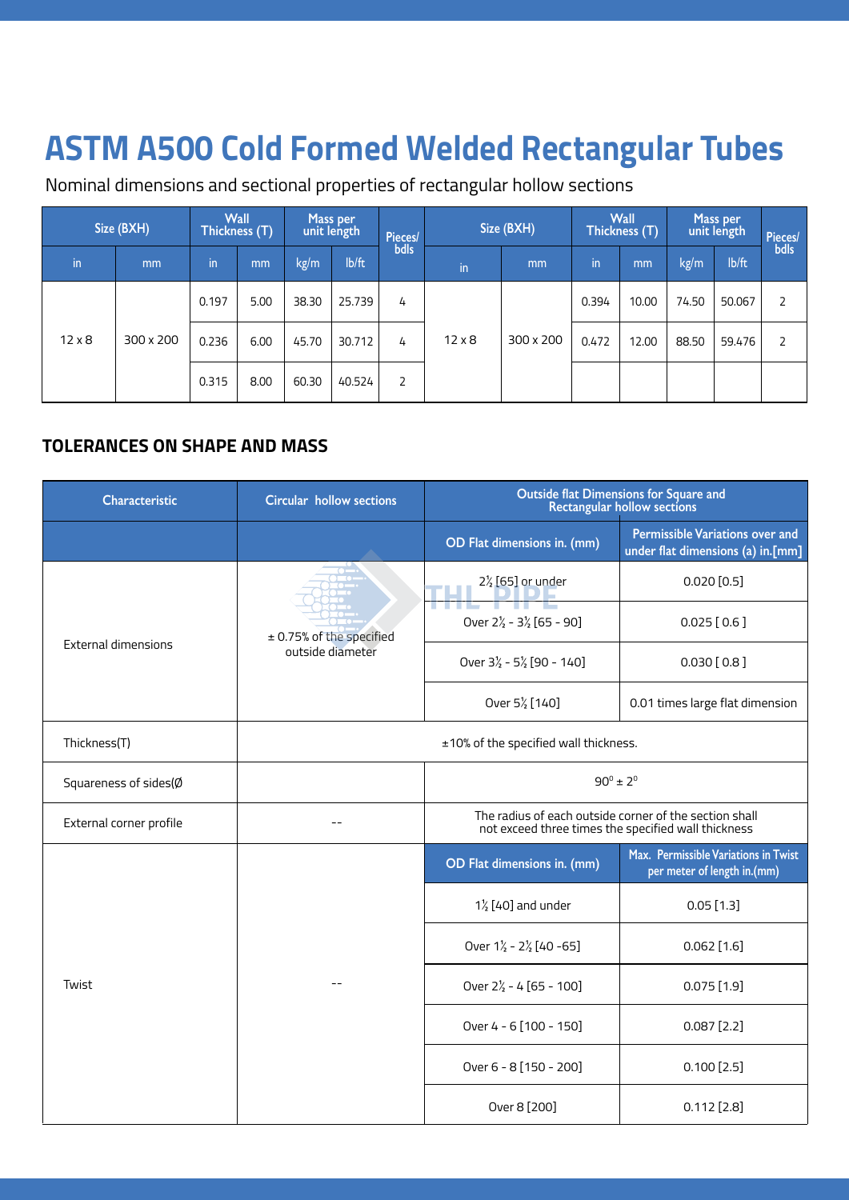# ASTM A500 Cold Formed Welded Rectangular Tubes

Nominal dimensions and sectional properties of rectangular hollow sections

| Size (BXH) | | Wall Thickness (T) | | Mass per unit length | | Pieces/ bdls | Size (BXH) | | Wall Thickness (T) | | Mass per unit length | | Pieces/ bdls |
|---|---|---|---|---|---|---|---|---|---|---|---|---|---|
| in | mm | in | mm | kg/m | lb/ft | | in | mm | in | mm | kg/m | lb/ft | |
| 12 x 8 | 300 x 200 | 0.197 | 5.00 | 38.30 | 25.739 | 4 | 12 x 8 | 300 x 200 | 0.394 | 10.00 | 74.50 | 50.067 | 2 |
| | | 0.236 | 6.00 | 45.70 | 30.712 | 4 | | | 0.472 | 12.00 | 88.50 | 59.476 | 2 |
| | | 0.315 | 8.00 | 60.30 | 40.524 | 2 | | | | | | | |

## TOLERANCES ON SHAPE AND MASS

| Characteristic | Circular hollow sections | Outside flat Dimensions for Square and Rectangular hollow sections | |
|---|---|---|---|
| | | OD Flat dimensions in. (mm) | Permissible Variations over and under flat dimensions (a) in.[mm] |
| External dimensions | ± 0.75% of the specified outside diameter | 2½ [65] or under | 0.020 [0.5] |
| | | Over 2½ - 3½ [65 - 90] | 0.025 [ 0.6 ] |
| | | Over 3½ - 5½ [90 - 140] | 0.030 [ 0.8 ] |
| | | Over 5½ [140] | 0.01 times large flat dimension |
| Thickness(T) | ±10% of the specified wall thickness. | | |
| Squareness of sides(Ø | | $90^0 \pm 2^0$ | |
| External corner profile | -- | The radius of each outside corner of the section shall not exceed three times the specified wall thickness | |
| Twist | -- | OD Flat dimensions in. (mm) | Max. Permissible Variations in Twist per meter of length in.(mm) |
| | | 1½ [40] and under | 0.05 [1.3] |
| | | Over 1½ - 2½ [40 -65] | 0.062 [1.6] |
| | | Over 2½ - 4 [65 - 100] | 0.075 [1.9] |
| | | Over 4 - 6 [100 - 150] | 0.087 [2.2] |
| | | Over 6 - 8 [150 - 200] | 0.100 [2.5] |
| | | Over 8 [200] | 0.112 [2.8] |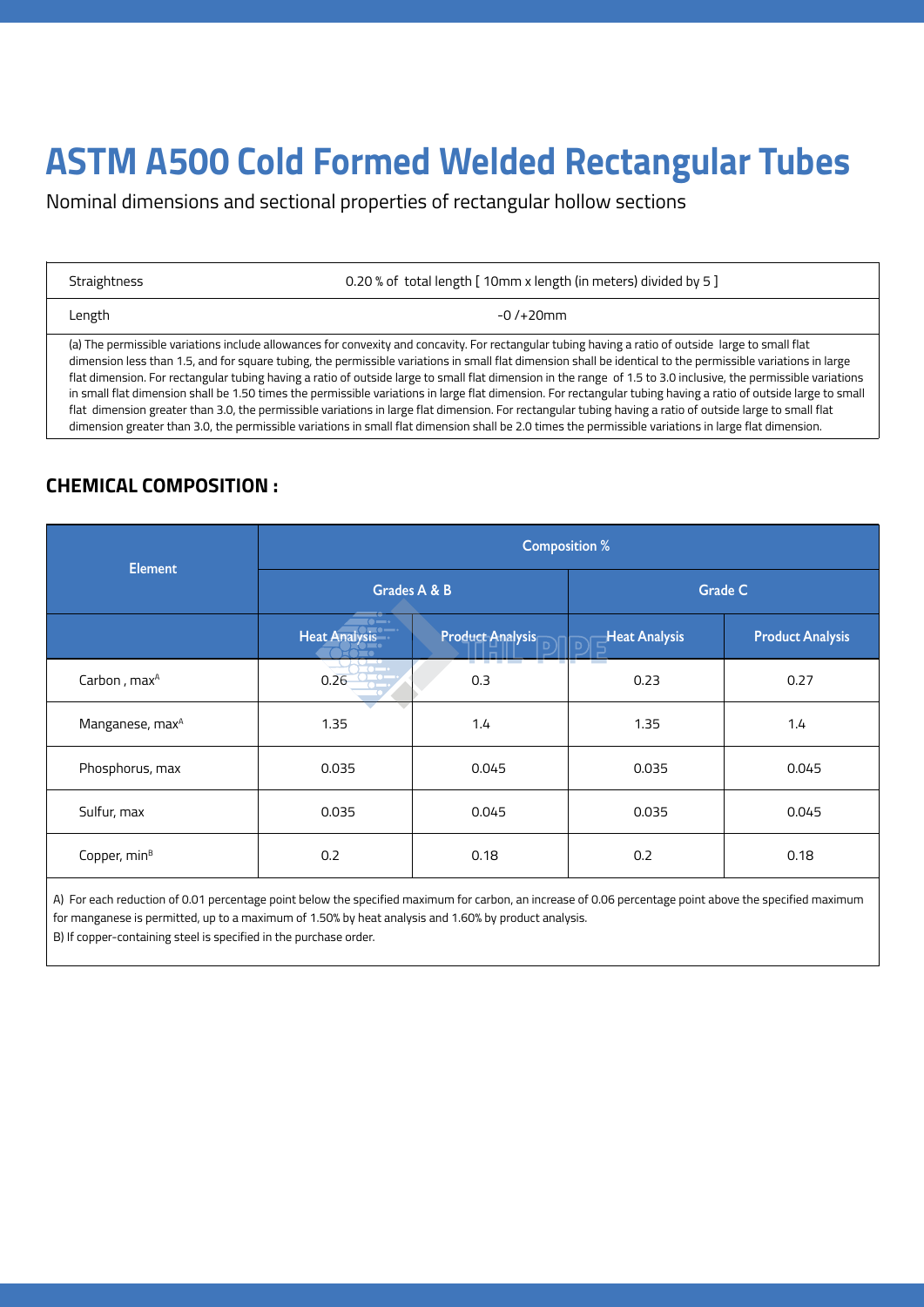# ASTM A500 Cold Formed Welded Rectangular Tubes

Nominal dimensions and sectional properties of rectangular hollow sections

| Straightness | 0.20 % of total length [ 10mm x length (in meters) divided by 5 ] |
|---|---|
| Length | -0 /+20mm |

(a) The permissible variations include allowances for convexity and concavity. For rectangular tubing having a ratio of outside large to small flat dimension less than 1.5, and for square tubing, the permissible variations in small flat dimension shall be identical to the permissible variations in large flat dimension. For rectangular tubing having a ratio of outside large to small flat dimension in the range of 1.5 to 3.0 inclusive, the permissible variations in small flat dimension shall be 1.50 times the permissible variations in large flat dimension. For rectangular tubing having a ratio of outside large to small flat dimension greater than 3.0, the permissible variations in large flat dimension. For rectangular tubing having a ratio of outside large to small flat dimension greater than 3.0, the permissible variations in small flat dimension shall be 2.0 times the permissible variations in large flat dimension.

## CHEMICAL COMPOSITION :

| Element | Composition % | | | |
|---|---|---|---|---|
| | Grades A & B | | Grade C | |
| | Heat Analysis | Product Analysis | Heat Analysis | Product Analysis |
| Carbon , max[A] | 0.26 | 0.3 | 0.23 | 0.27 |
| Manganese, max[A] | 1.35 | 1.4 | 1.35 | 1.4 |
| Phosphorus, max | 0.035 | 0.045 | 0.035 | 0.045 |
| Sulfur, max | 0.035 | 0.045 | 0.035 | 0.045 |
| Copper, min[B] | 0.2 | 0.18 | 0.2 | 0.18 |

A) For each reduction of 0.01 percentage point below the specified maximum for carbon, an increase of 0.06 percentage point above the specified maximum for manganese is permitted, up to a maximum of 1.50% by heat analysis and 1.60% by product analysis.
B) If copper-containing steel is specified in the purchase order.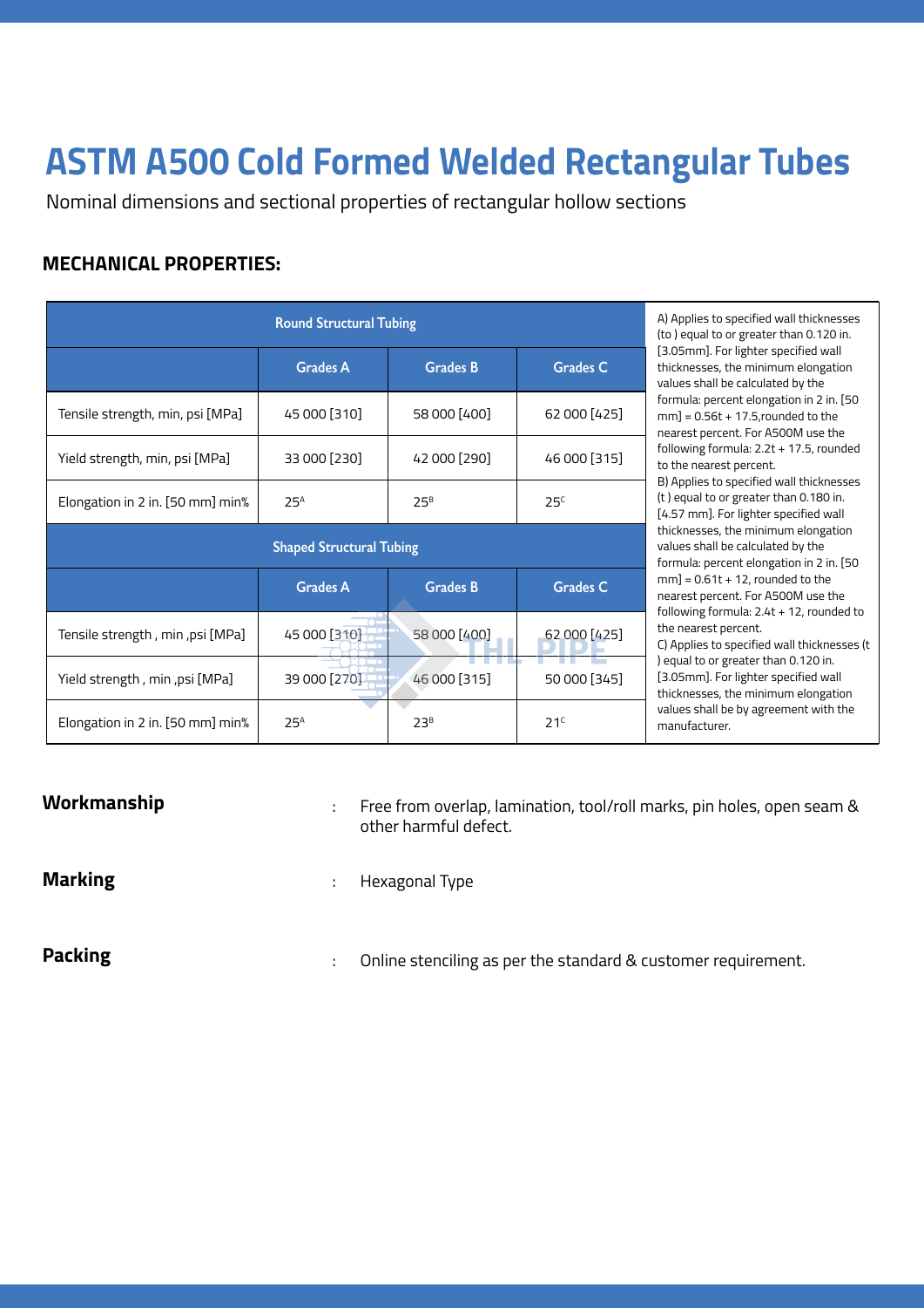# ASTM A500 Cold Formed Welded Rectangular Tubes

Nominal dimensions and sectional properties of rectangular hollow sections

## MECHANICAL PROPERTIES:

| Round Structural Tubing | | | |
|---|---|---|---|
| | Grades A | Grades B | Grades C |
| Tensile strength, min, psi [MPa] | 45 000 [310] | 58 000 [400] | 62 000 [425] |
| Yield strength, min, psi [MPa] | 33 000 [230] | 42 000 [290] | 46 000 [315] |
| Elongation in 2 in. [50 mm] min% | 25[A] | 25[B] | 25[C] |
| **Shaped Structural Tubing** | | | |
| | Grades A | Grades B | Grades C |
| Tensile strength , min ,psi [MPa] | 45 000 [310] | 58 000 [400] | 62 000 [425] |
| Yield strength , min ,psi [MPa] | 39 000 [270] | 46 000 [315] | 50 000 [345] |
| Elongation in 2 in. [50 mm] min% | 25[A] | 23[B] | 21[C] |

A) Applies to specified wall thicknesses (to ) equal to or greater than 0.120 in. [3.05mm]. For lighter specified wall thicknesses, the minimum elongation values shall be calculated by the formula: percent elongation in 2 in. [50 mm] = 0.56t + 17.5,rounded to the nearest percent. For A500M use the following formula: 2.2t + 17.5, rounded to the nearest percent.

B) Applies to specified wall thicknesses (t ) equal to or greater than 0.180 in. [4.57 mm]. For lighter specified wall thicknesses, the minimum elongation values shall be calculated by the formula: percent elongation in 2 in. [50 mm] = 0.61t + 12, rounded to the nearest percent. For A500M use the following formula: 2.4t + 12, rounded to the nearest percent.

C) Applies to specified wall thicknesses (t ) equal to or greater than 0.120 in. [3.05mm]. For lighter specified wall thicknesses, the minimum elongation values shall be by agreement with the manufacturer.

**Workmanship** : Free from overlap, lamination, tool/roll marks, pin holes, open seam & other harmful defect.

**Marking** : Hexagonal Type

**Packing** : Online stenciling as per the standard & customer requirement.